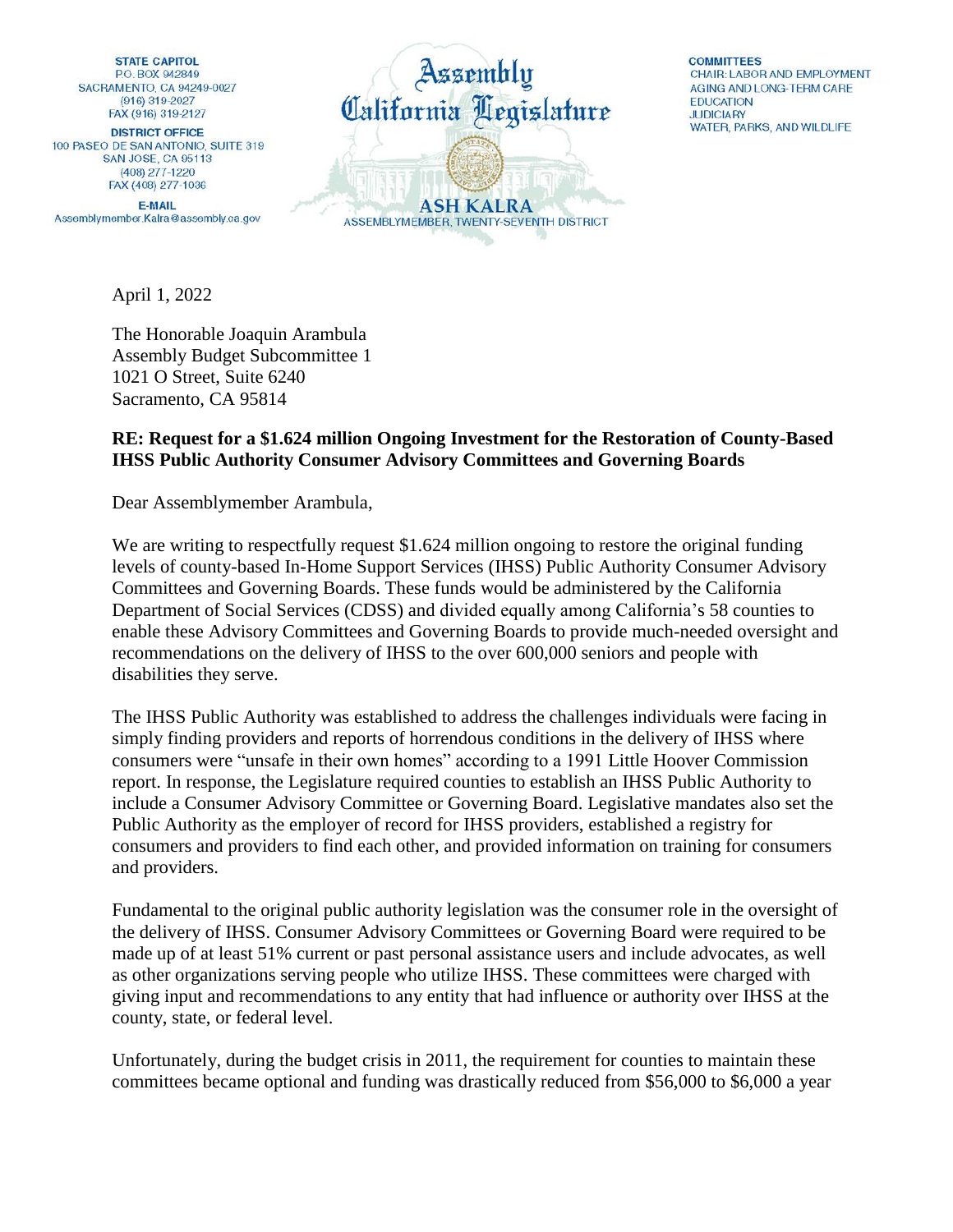**STATE CAPITOL**
P.O. BOX 942849
SACRAMENTO, CA 94249-0027
(916) 319-2027
FAX (916) 319-2127

**DISTRICT OFFICE**
100 PASEO DE SAN ANTONIO, SUITE 319
SAN JOSE, CA 95113
(408) 277-1220
FAX (408) 277-1036

**E-MAIL**
Assemblymember.Kalra@assembly.ca.gov

Assembly
California Legislature

**ASH KALRA**
ASSEMBLYMEMBER, TWENTY-SEVENTH DISTRICT

**COMMITTEES**
CHAIR: LABOR AND EMPLOYMENT
AGING AND LONG-TERM CARE
EDUCATION
JUDICIARY
WATER, PARKS, AND WILDLIFE

April 1, 2022

The Honorable Joaquin Arambula
Assembly Budget Subcommittee 1
1021 O Street, Suite 6240
Sacramento, CA 95814

**RE: Request for a $1.624 million Ongoing Investment for the Restoration of County-Based IHSS Public Authority Consumer Advisory Committees and Governing Boards**

Dear Assemblymember Arambula,

We are writing to respectfully request $1.624 million ongoing to restore the original funding levels of county-based In-Home Support Services (IHSS) Public Authority Consumer Advisory Committees and Governing Boards. These funds would be administered by the California Department of Social Services (CDSS) and divided equally among California's 58 counties to enable these Advisory Committees and Governing Boards to provide much-needed oversight and recommendations on the delivery of IHSS to the over 600,000 seniors and people with disabilities they serve.

The IHSS Public Authority was established to address the challenges individuals were facing in simply finding providers and reports of horrendous conditions in the delivery of IHSS where consumers were "unsafe in their own homes" according to a 1991 Little Hoover Commission report. In response, the Legislature required counties to establish an IHSS Public Authority to include a Consumer Advisory Committee or Governing Board. Legislative mandates also set the Public Authority as the employer of record for IHSS providers, established a registry for consumers and providers to find each other, and provided information on training for consumers and providers.

Fundamental to the original public authority legislation was the consumer role in the oversight of the delivery of IHSS. Consumer Advisory Committees or Governing Board were required to be made up of at least 51% current or past personal assistance users and include advocates, as well as other organizations serving people who utilize IHSS. These committees were charged with giving input and recommendations to any entity that had influence or authority over IHSS at the county, state, or federal level.

Unfortunately, during the budget crisis in 2011, the requirement for counties to maintain these committees became optional and funding was drastically reduced from $56,000 to $6,000 a year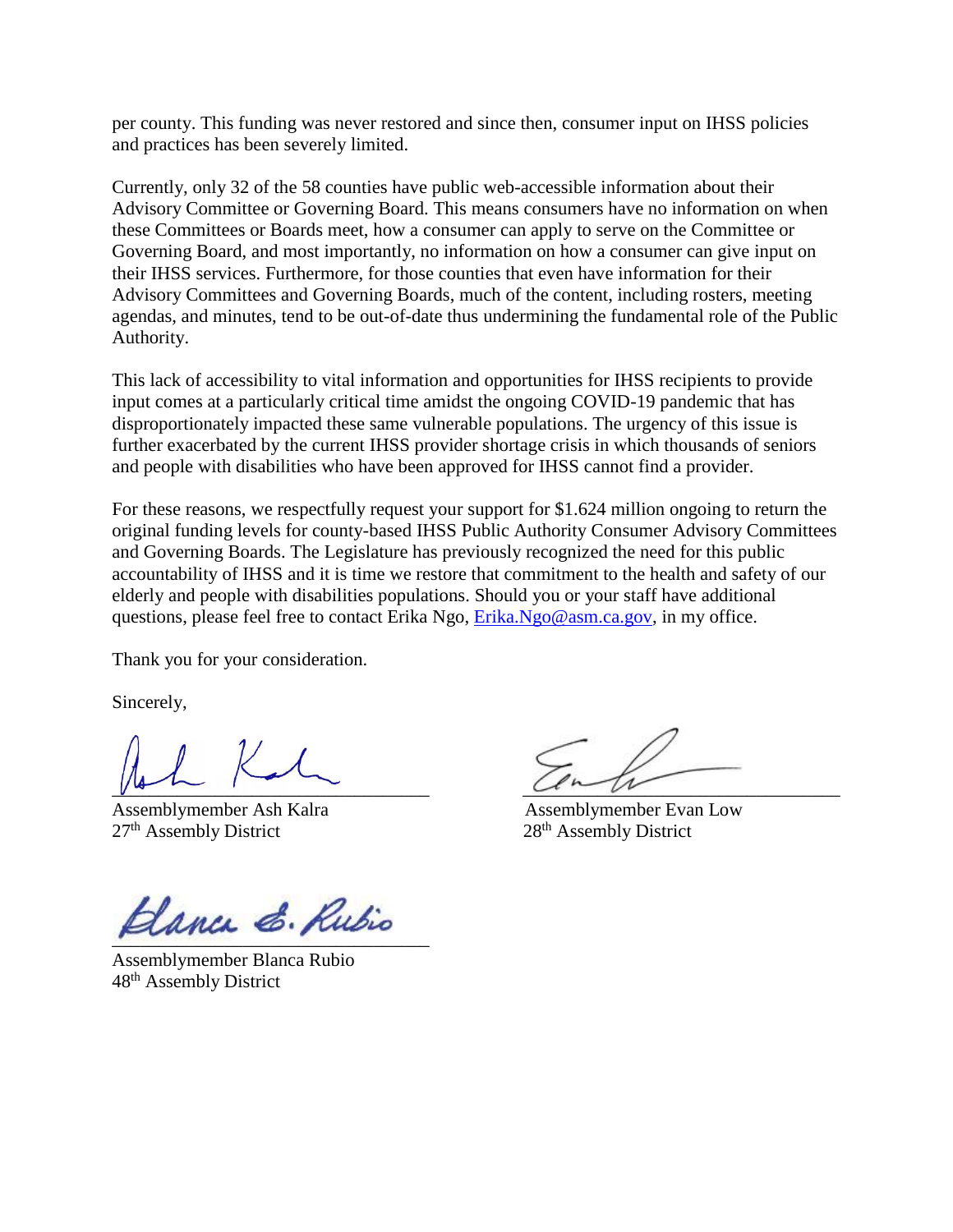per county. This funding was never restored and since then, consumer input on IHSS policies and practices has been severely limited.

Currently, only 32 of the 58 counties have public web-accessible information about their Advisory Committee or Governing Board. This means consumers have no information on when these Committees or Boards meet, how a consumer can apply to serve on the Committee or Governing Board, and most importantly, no information on how a consumer can give input on their IHSS services. Furthermore, for those counties that even have information for their Advisory Committees and Governing Boards, much of the content, including rosters, meeting agendas, and minutes, tend to be out-of-date thus undermining the fundamental role of the Public Authority.

This lack of accessibility to vital information and opportunities for IHSS recipients to provide input comes at a particularly critical time amidst the ongoing COVID-19 pandemic that has disproportionately impacted these same vulnerable populations. The urgency of this issue is further exacerbated by the current IHSS provider shortage crisis in which thousands of seniors and people with disabilities who have been approved for IHSS cannot find a provider.

For these reasons, we respectfully request your support for $1.624 million ongoing to return the original funding levels for county-based IHSS Public Authority Consumer Advisory Committees and Governing Boards. The Legislature has previously recognized the need for this public accountability of IHSS and it is time we restore that commitment to the health and safety of our elderly and people with disabilities populations. Should you or your staff have additional questions, please feel free to contact Erika Ngo, Erika.Ngo@asm.ca.gov, in my office.

Thank you for your consideration.

Sincerely,

Assemblymember Ash Kalra
27th Assembly District

Assemblymember Evan Low
28th Assembly District

Assemblymember Blanca Rubio
48th Assembly District